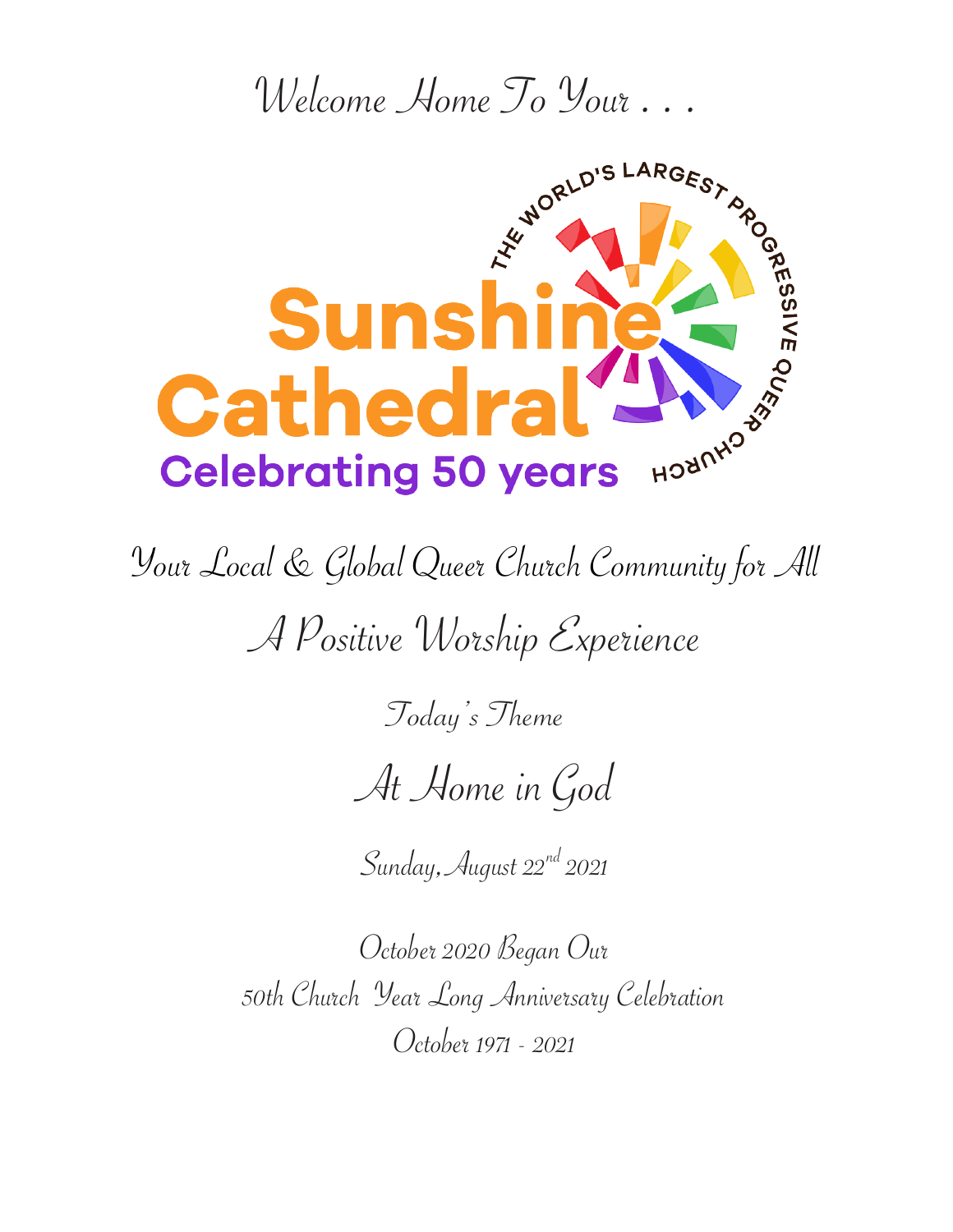*Welcome Home To Your . . .*

THE WORLD'S LARGEST PROGRESSIVE QUEER CHURCH

# Sunshine Cathedral

**Celebrating 50 years**

*Your Local & Global Queer Church Community for All*

*A Positive Worship Experience*

*Today's Theme*

## *At Home in God*

*Sunday, August 22nd 2021*

*October 2020 Began Our*
*50th Church Year Long Anniversary Celebration*
*October 1971 - 2021*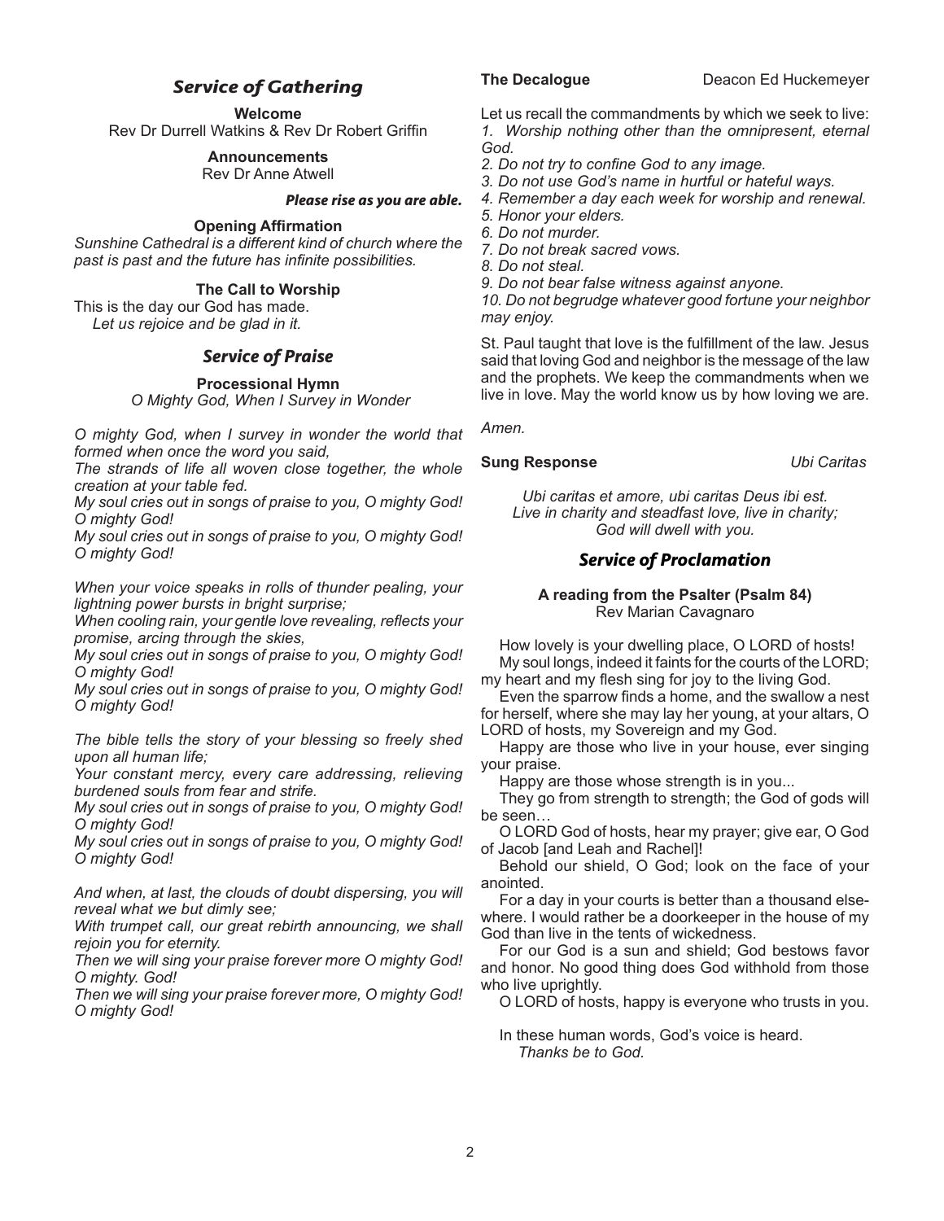## *Service of Gathering*

**Welcome**
Rev Dr Durrell Watkins & Rev Dr Robert Griffin

**Announcements**
Rev Dr Anne Atwell

***Please rise as you are able.***

**Opening Affirmation**
*Sunshine Cathedral is a different kind of church where the past is past and the future has infinite possibilities.*

**The Call to Worship**
This is the day our God has made.
*Let us rejoice and be glad in it.*

## *Service of Praise*

**Processional Hymn**
*O Mighty God, When I Survey in Wonder*

*O mighty God, when I survey in wonder the world that formed when once the word you said,*
*The strands of life all woven close together, the whole creation at your table fed.*
*My soul cries out in songs of praise to you, O mighty God! O mighty God!*
*My soul cries out in songs of praise to you, O mighty God! O mighty God!*

*When your voice speaks in rolls of thunder pealing, your lightning power bursts in bright surprise;*
*When cooling rain, your gentle love revealing, reflects your promise, arcing through the skies,*
*My soul cries out in songs of praise to you, O mighty God! O mighty God!*
*My soul cries out in songs of praise to you, O mighty God! O mighty God!*

*The bible tells the story of your blessing so freely shed upon all human life;*
*Your constant mercy, every care addressing, relieving burdened souls from fear and strife.*
*My soul cries out in songs of praise to you, O mighty God! O mighty God!*
*My soul cries out in songs of praise to you, O mighty God! O mighty God!*

*And when, at last, the clouds of doubt dispersing, you will reveal what we but dimly see;*
*With trumpet call, our great rebirth announcing, we shall rejoin you for eternity.*
*Then we will sing your praise forever more O mighty God! O mighty. God!*
*Then we will sing your praise forever more, O mighty God! O mighty God!*

**The Decalogue** Deacon Ed Huckemeyer

Let us recall the commandments by which we seek to live:
*1. Worship nothing other than the omnipresent, eternal God.*
*2. Do not try to confine God to any image.*
*3. Do not use God's name in hurtful or hateful ways.*
*4. Remember a day each week for worship and renewal.*
*5. Honor your elders.*
*6. Do not murder.*
*7. Do not break sacred vows.*
*8. Do not steal.*
*9. Do not bear false witness against anyone.*
*10. Do not begrudge whatever good fortune your neighbor may enjoy.*

St. Paul taught that love is the fulfillment of the law. Jesus said that loving God and neighbor is the message of the law and the prophets. We keep the commandments when we live in love. May the world know us by how loving we are.

*Amen.*

**Sung Response** *Ubi Caritas*

*Ubi caritas et amore, ubi caritas Deus ibi est.*
*Live in charity and steadfast love, live in charity;*
*God will dwell with you.*

## *Service of Proclamation*

**A reading from the Psalter (Psalm 84)**
Rev Marian Cavagnaro

How lovely is your dwelling place, O LORD of hosts!
My soul longs, indeed it faints for the courts of the LORD; my heart and my flesh sing for joy to the living God.
Even the sparrow finds a home, and the swallow a nest for herself, where she may lay her young, at your altars, O LORD of hosts, my Sovereign and my God.
Happy are those who live in your house, ever singing your praise.
Happy are those whose strength is in you...
They go from strength to strength; the God of gods will be seen…
O LORD God of hosts, hear my prayer; give ear, O God of Jacob [and Leah and Rachel]!
Behold our shield, O God; look on the face of your anointed.
For a day in your courts is better than a thousand elsewhere. I would rather be a doorkeeper in the house of my God than live in the tents of wickedness.
For our God is a sun and shield; God bestows favor and honor. No good thing does God withhold from those who live uprightly.
O LORD of hosts, happy is everyone who trusts in you.

In these human words, God's voice is heard.
*Thanks be to God.*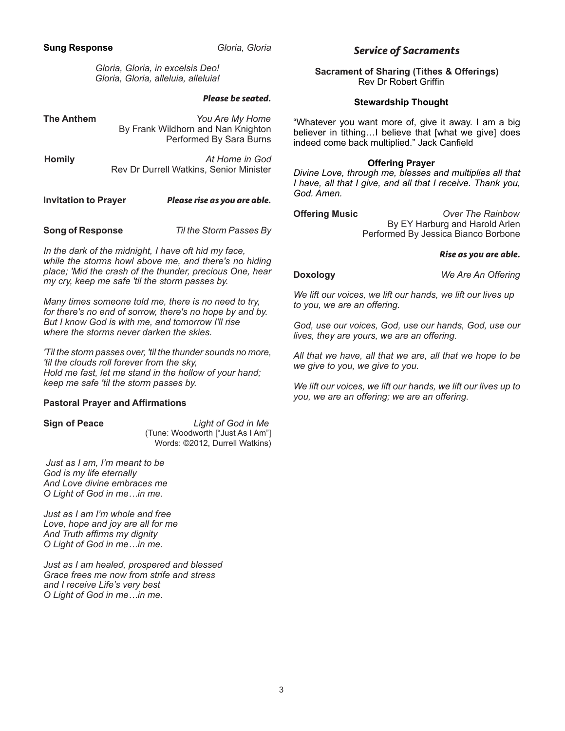**Sung Response** *Gloria, Gloria*

*Gloria, Gloria, in excelsis Deo!*
*Gloria, Gloria, alleluia, alleluia!*

***Please be seated.***

**The Anthem** *You Are My Home*
By Frank Wildhorn and Nan Knighton
Performed By Sara Burns

**Homily** *At Home in God*
Rev Dr Durrell Watkins, Senior Minister

**Invitation to Prayer** ***Please rise as you are able.***

**Song of Response** *Til the Storm Passes By*

*In the dark of the midnight, I have oft hid my face, while the storms howl above me, and there's no hiding place; 'Mid the crash of the thunder, precious One, hear my cry, keep me safe 'til the storm passes by.*

*Many times someone told me, there is no need to try, for there's no end of sorrow, there's no hope by and by. But I know God is with me, and tomorrow I'll rise where the storms never darken the skies.*

*'Til the storm passes over, 'til the thunder sounds no more, 'til the clouds roll forever from the sky, Hold me fast, let me stand in the hollow of your hand; keep me safe 'til the storm passes by.*

**Pastoral Prayer and Affirmations**

**Sign of Peace** *Light of God in Me*
(Tune: Woodworth ["Just As I Am"]
Words: ©2012, Durrell Watkins)

*Just as I am, I'm meant to be*
*God is my life eternally*
*And Love divine embraces me*
*O Light of God in me…in me.*

*Just as I am I'm whole and free*
*Love, hope and joy are all for me*
*And Truth affirms my dignity*
*O Light of God in me…in me.*

*Just as I am healed, prospered and blessed*
*Grace frees me now from strife and stress*
*and I receive Life's very best*
*O Light of God in me…in me.*

## *Service of Sacraments*

**Sacrament of Sharing (Tithes & Offerings)**
Rev Dr Robert Griffin

**Stewardship Thought**

"Whatever you want more of, give it away. I am a big believer in tithing…I believe that [what we give] does indeed come back multiplied." Jack Canfield

**Offering Prayer**

*Divine Love, through me, blesses and multiplies all that I have, all that I give, and all that I receive. Thank you, God. Amen.*

**Offering Music** *Over The Rainbow*
By EY Harburg and Harold Arlen
Performed By Jessica Bianco Borbone

***Rise as you are able.***

**Doxology** *We Are An Offering*

*We lift our voices, we lift our hands, we lift our lives up to you, we are an offering.*

*God, use our voices, God, use our hands, God, use our lives, they are yours, we are an offering.*

*All that we have, all that we are, all that we hope to be we give to you, we give to you.*

*We lift our voices, we lift our hands, we lift our lives up to you, we are an offering; we are an offering.*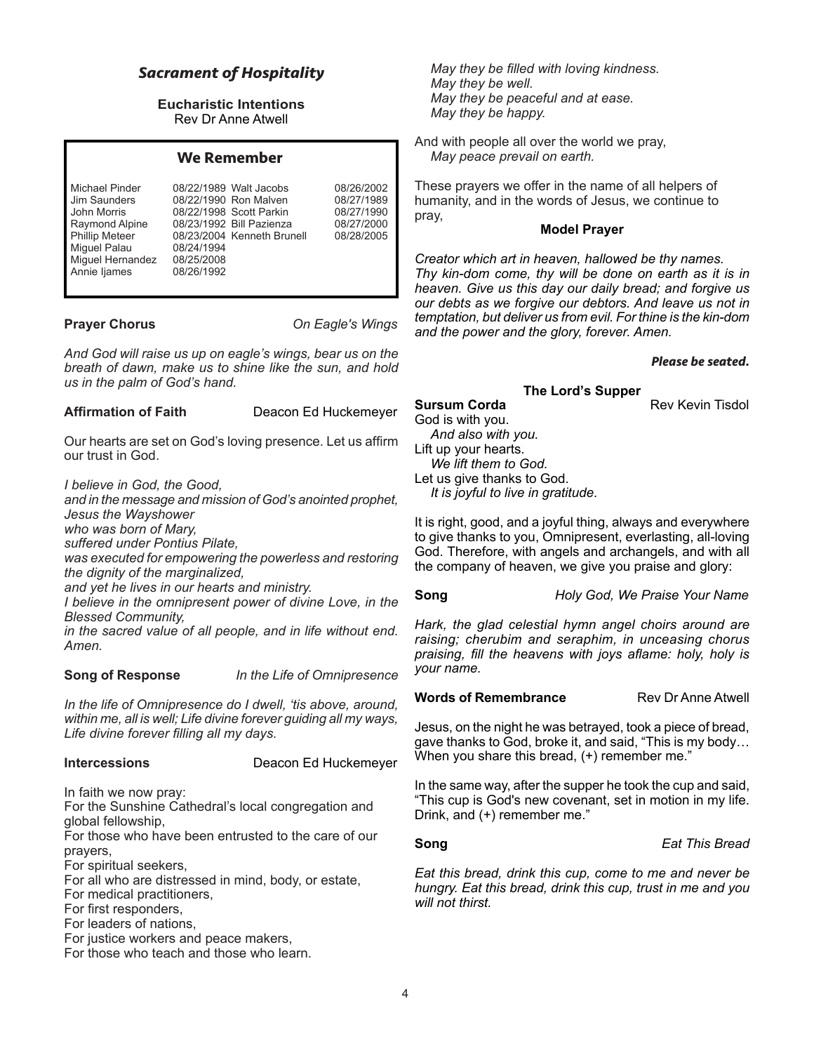## *Sacrament of Hospitality*

**Eucharistic Intentions**
Rev Dr Anne Atwell

### We Remember

| | | | |
|---|---|---|---|
| Michael Pinder | 08/22/1989 | Walt Jacobs | 08/26/2002 |
| Jim Saunders | 08/22/1990 | Ron Malven | 08/27/1989 |
| John Morris | 08/22/1998 | Scott Parkin | 08/27/1990 |
| Raymond Alpine | 08/23/1992 | Bill Pazienza | 08/27/2000 |
| Phillip Meteer | 08/23/2004 | Kenneth Brunell | 08/28/2005 |
| Miguel Palau | 08/24/1994 | | |
| Miguel Hernandez | 08/25/2008 | | |
| Annie Ijames | 08/26/1992 | | |

**Prayer Chorus** *On Eagle's Wings*

*And God will raise us up on eagle's wings, bear us on the breath of dawn, make us to shine like the sun, and hold us in the palm of God's hand.*

**Affirmation of Faith** Deacon Ed Huckemeyer

Our hearts are set on God's loving presence. Let us affirm our trust in God.

*I believe in God, the Good,*
*and in the message and mission of God's anointed prophet, Jesus the Wayshower*
*who was born of Mary,*
*suffered under Pontius Pilate,*
*was executed for empowering the powerless and restoring the dignity of the marginalized,*
*and yet he lives in our hearts and ministry.*
*I believe in the omnipresent power of divine Love, in the Blessed Community,*
*in the sacred value of all people, and in life without end. Amen.*

**Song of Response** *In the Life of Omnipresence*

*In the life of Omnipresence do I dwell, 'tis above, around, within me, all is well; Life divine forever guiding all my ways, Life divine forever filling all my days.*

**Intercessions** Deacon Ed Huckemeyer

In faith we now pray:
For the Sunshine Cathedral's local congregation and global fellowship,
For those who have been entrusted to the care of our prayers,
For spiritual seekers,
For all who are distressed in mind, body, or estate,
For medical practitioners,
For first responders,
For leaders of nations,
For justice workers and peace makers,
For those who teach and those who learn.

*May they be filled with loving kindness.*
*May they be well.*
*May they be peaceful and at ease.*
*May they be happy.*

And with people all over the world we pray,
*May peace prevail on earth.*

These prayers we offer in the name of all helpers of humanity, and in the words of Jesus, we continue to pray,

**Model Prayer**

*Creator which art in heaven, hallowed be thy names. Thy kin-dom come, thy will be done on earth as it is in heaven. Give us this day our daily bread; and forgive us our debts as we forgive our debtors. And leave us not in temptation, but deliver us from evil. For thine is the kin-dom and the power and the glory, forever. Amen.*

***Please be seated.***

**The Lord's Supper**

**Sursum Corda** Rev Kevin Tisdol

God is with you.
*And also with you.*
Lift up your hearts.
*We lift them to God.*
Let us give thanks to God.
*It is joyful to live in gratitude.*

It is right, good, and a joyful thing, always and everywhere to give thanks to you, Omnipresent, everlasting, all-loving God. Therefore, with angels and archangels, and with all the company of heaven, we give you praise and glory:

**Song** *Holy God, We Praise Your Name*

*Hark, the glad celestial hymn angel choirs around are raising; cherubim and seraphim, in unceasing chorus praising, fill the heavens with joys aflame: holy, holy is your name.*

**Words of Remembrance** Rev Dr Anne Atwell

Jesus, on the night he was betrayed, took a piece of bread, gave thanks to God, broke it, and said, "This is my body… When you share this bread, (+) remember me."

In the same way, after the supper he took the cup and said, "This cup is God's new covenant, set in motion in my life. Drink, and (+) remember me."

**Song** *Eat This Bread*

*Eat this bread, drink this cup, come to me and never be hungry. Eat this bread, drink this cup, trust in me and you will not thirst.*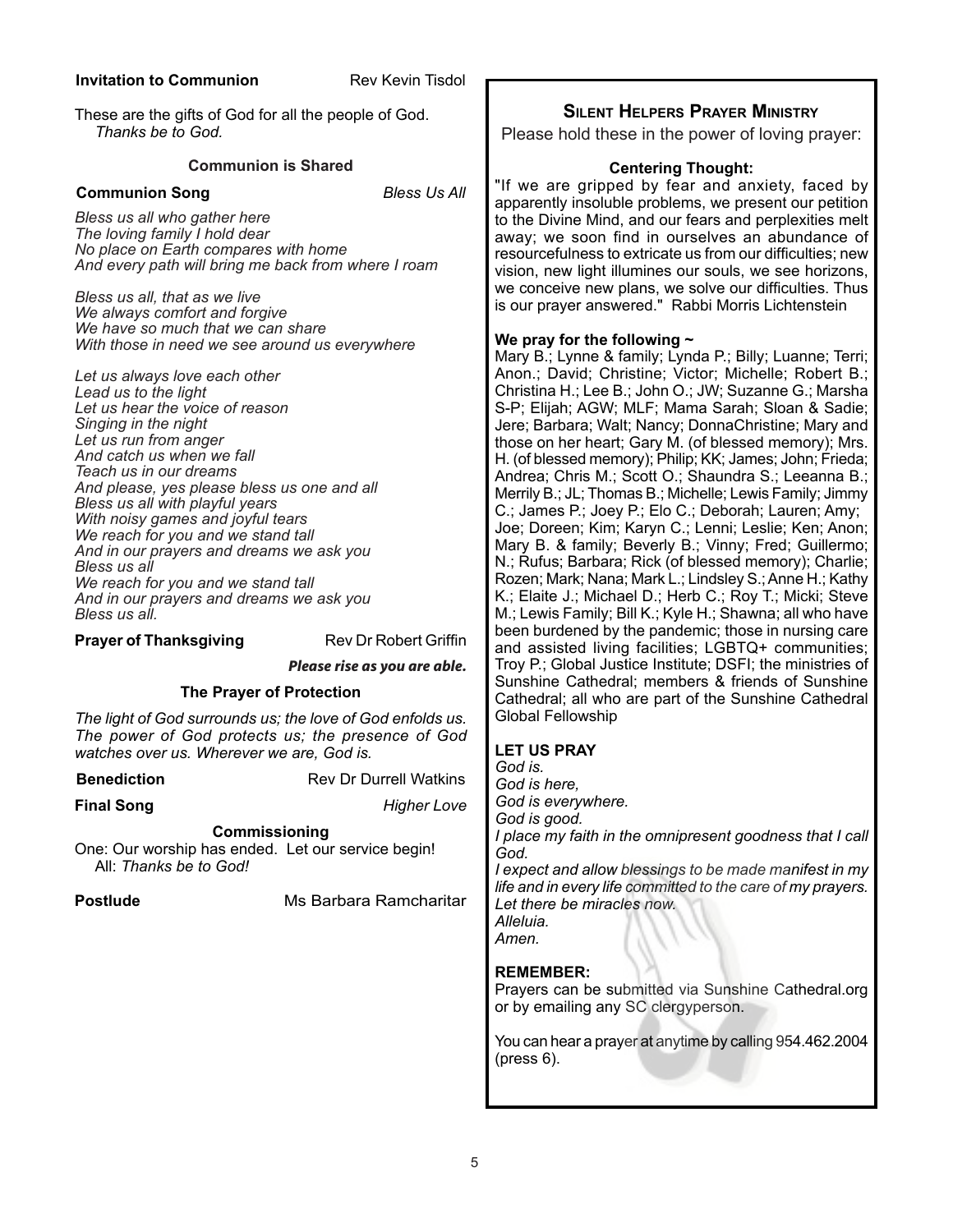**Invitation to Communion** Rev Kevin Tisdol

These are the gifts of God for all the people of God.
*Thanks be to God.*

**Communion is Shared**

**Communion Song** *Bless Us All*

*Bless us all who gather here*
*The loving family I hold dear*
*No place on Earth compares with home*
*And every path will bring me back from where I roam*

*Bless us all, that as we live*
*We always comfort and forgive*
*We have so much that we can share*
*With those in need we see around us everywhere*

*Let us always love each other*
*Lead us to the light*
*Let us hear the voice of reason*
*Singing in the night*
*Let us run from anger*
*And catch us when we fall*
*Teach us in our dreams*
*And please, yes please bless us one and all*
*Bless us all with playful years*
*With noisy games and joyful tears*
*We reach for you and we stand tall*
*And in our prayers and dreams we ask you*
*Bless us all*
*We reach for you and we stand tall*
*And in our prayers and dreams we ask you*
*Bless us all.*

**Prayer of Thanksgiving** Rev Dr Robert Griffin

***Please rise as you are able.***

**The Prayer of Protection**

*The light of God surrounds us; the love of God enfolds us. The power of God protects us; the presence of God watches over us. Wherever we are, God is.*

**Benediction** Rev Dr Durrell Watkins

**Final Song** *Higher Love*

**Commissioning**

One: Our worship has ended. Let our service begin!
All: *Thanks be to God!*

**Postlude** Ms Barbara Ramcharitar

## Silent Helpers Prayer Ministry

Please hold these in the power of loving prayer:

**Centering Thought:**

"If we are gripped by fear and anxiety, faced by apparently insoluble problems, we present our petition to the Divine Mind, and our fears and perplexities melt away; we soon find in ourselves an abundance of resourcefulness to extricate us from our difficulties; new vision, new light illumines our souls, we see horizons, we conceive new plans, we solve our difficulties. Thus is our prayer answered." Rabbi Morris Lichtenstein

**We pray for the following ~**

Mary B.; Lynne & family; Lynda P.; Billy; Luanne; Terri; Anon.; David; Christine; Victor; Michelle; Robert B.; Christina H.; Lee B.; John O.; JW; Suzanne G.; Marsha S-P; Elijah; AGW; MLF; Mama Sarah; Sloan & Sadie; Jere; Barbara; Walt; Nancy; DonnaChristine; Mary and those on her heart; Gary M. (of blessed memory); Mrs. H. (of blessed memory); Philip; KK; James; John; Frieda; Andrea; Chris M.; Scott O.; Shaundra S.; Leeanna B.; Merrily B.; JL; Thomas B.; Michelle; Lewis Family; Jimmy C.; James P.; Joey P.; Elo C.; Deborah; Lauren; Amy; Joe; Doreen; Kim; Karyn C.; Lenni; Leslie; Ken; Anon; Mary B. & family; Beverly B.; Vinny; Fred; Guillermo; N.; Rufus; Barbara; Rick (of blessed memory); Charlie; Rozen; Mark; Nana; Mark L.; Lindsley S.; Anne H.; Kathy K.; Elaite J.; Michael D.; Herb C.; Roy T.; Micki; Steve M.; Lewis Family; Bill K.; Kyle H.; Shawna; all who have been burdened by the pandemic; those in nursing care and assisted living facilities; LGBTQ+ communities; Troy P.; Global Justice Institute; DSFI; the ministries of Sunshine Cathedral; members & friends of Sunshine Cathedral; all who are part of the Sunshine Cathedral Global Fellowship

**LET US PRAY**

*God is.*
*God is here,*
*God is everywhere.*
*God is good.*
*I place my faith in the omnipresent goodness that I call God.*
*I expect and allow blessings to be made manifest in my life and in every life committed to the care of my prayers.*
*Let there be miracles now.*
*Alleluia.*
*Amen.*

**REMEMBER:**

Prayers can be submitted via Sunshine Cathedral.org or by emailing any SC clergyperson.

You can hear a prayer at anytime by calling 954.462.2004 (press 6).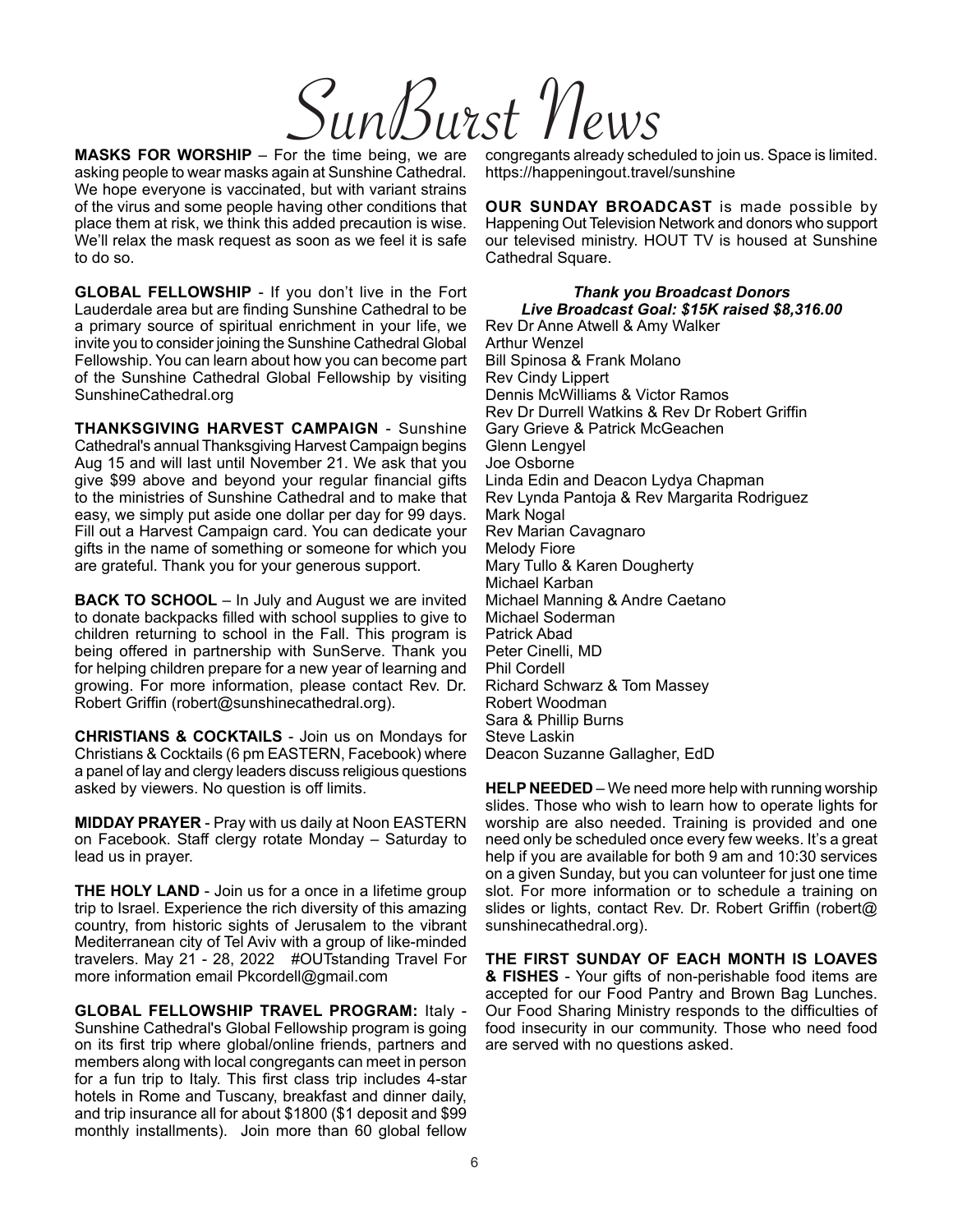# SunBurst News

**MASKS FOR WORSHIP** – For the time being, we are asking people to wear masks again at Sunshine Cathedral. We hope everyone is vaccinated, but with variant strains of the virus and some people having other conditions that place them at risk, we think this added precaution is wise. We'll relax the mask request as soon as we feel it is safe to do so.

**GLOBAL FELLOWSHIP** - If you don't live in the Fort Lauderdale area but are finding Sunshine Cathedral to be a primary source of spiritual enrichment in your life, we invite you to consider joining the Sunshine Cathedral Global Fellowship. You can learn about how you can become part of the Sunshine Cathedral Global Fellowship by visiting SunshineCathedral.org

**THANKSGIVING HARVEST CAMPAIGN** - Sunshine Cathedral's annual Thanksgiving Harvest Campaign begins Aug 15 and will last until November 21. We ask that you give $99 above and beyond your regular financial gifts to the ministries of Sunshine Cathedral and to make that easy, we simply put aside one dollar per day for 99 days. Fill out a Harvest Campaign card. You can dedicate your gifts in the name of something or someone for which you are grateful. Thank you for your generous support.

**BACK TO SCHOOL** – In July and August we are invited to donate backpacks filled with school supplies to give to children returning to school in the Fall. This program is being offered in partnership with SunServe. Thank you for helping children prepare for a new year of learning and growing. For more information, please contact Rev. Dr. Robert Griffin (robert@sunshinecathedral.org).

**CHRISTIANS & COCKTAILS** - Join us on Mondays for Christians & Cocktails (6 pm EASTERN, Facebook) where a panel of lay and clergy leaders discuss religious questions asked by viewers. No question is off limits.

**MIDDAY PRAYER** - Pray with us daily at Noon EASTERN on Facebook. Staff clergy rotate Monday – Saturday to lead us in prayer.

**THE HOLY LAND** - Join us for a once in a lifetime group trip to Israel. Experience the rich diversity of this amazing country, from historic sights of Jerusalem to the vibrant Mediterranean city of Tel Aviv with a group of like-minded travelers. May 21 - 28, 2022 #OUTstanding Travel For more information email Pkcordell@gmail.com

**GLOBAL FELLOWSHIP TRAVEL PROGRAM:** Italy - Sunshine Cathedral's Global Fellowship program is going on its first trip where global/online friends, partners and members along with local congregants can meet in person for a fun trip to Italy. This first class trip includes 4-star hotels in Rome and Tuscany, breakfast and dinner daily, and trip insurance all for about $1800 ($1 deposit and $99 monthly installments). Join more than 60 global fellow congregants already scheduled to join us. Space is limited. https://happeningout.travel/sunshine

**OUR SUNDAY BROADCAST** is made possible by Happening Out Television Network and donors who support our televised ministry. HOUT TV is housed at Sunshine Cathedral Square.

***Thank you Broadcast Donors***
***Live Broadcast Goal: $15K raised $8,316.00***

Rev Dr Anne Atwell & Amy Walker
Arthur Wenzel
Bill Spinosa & Frank Molano
Rev Cindy Lippert
Dennis McWilliams & Victor Ramos
Rev Dr Durrell Watkins & Rev Dr Robert Griffin
Gary Grieve & Patrick McGeachen
Glenn Lengyel
Joe Osborne
Linda Edin and Deacon Lydya Chapman
Rev Lynda Pantoja & Rev Margarita Rodriguez
Mark Nogal
Rev Marian Cavagnaro
Melody Fiore
Mary Tullo & Karen Dougherty
Michael Karban
Michael Manning & Andre Caetano
Michael Soderman
Patrick Abad
Peter Cinelli, MD
Phil Cordell
Richard Schwarz & Tom Massey
Robert Woodman
Sara & Phillip Burns
Steve Laskin
Deacon Suzanne Gallagher, EdD

**HELP NEEDED** – We need more help with running worship slides. Those who wish to learn how to operate lights for worship are also needed. Training is provided and one need only be scheduled once every few weeks. It's a great help if you are available for both 9 am and 10:30 services on a given Sunday, but you can volunteer for just one time slot. For more information or to schedule a training on slides or lights, contact Rev. Dr. Robert Griffin (robert@sunshinecathedral.org).

**THE FIRST SUNDAY OF EACH MONTH IS LOAVES & FISHES** - Your gifts of non-perishable food items are accepted for our Food Pantry and Brown Bag Lunches. Our Food Sharing Ministry responds to the difficulties of food insecurity in our community. Those who need food are served with no questions asked.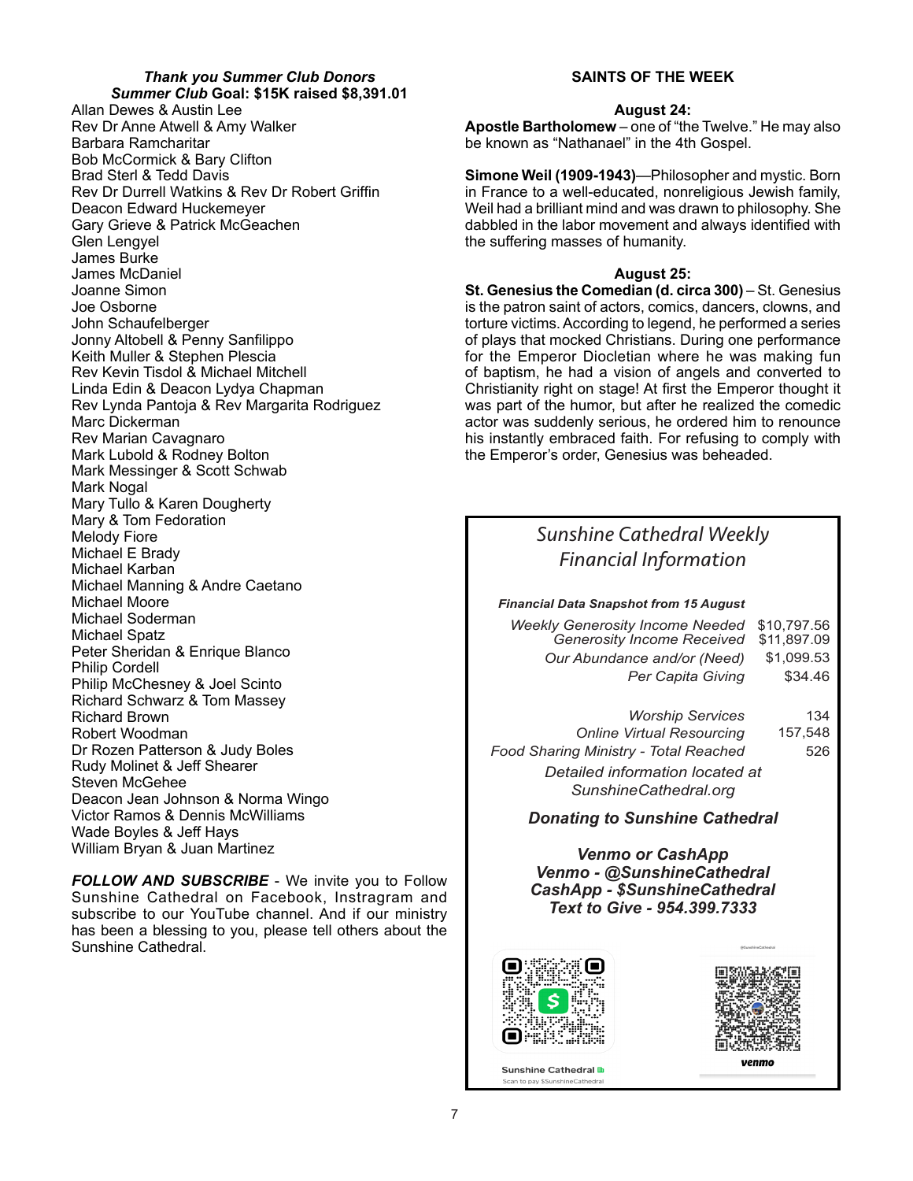### *Thank you Summer Club Donors*

***Summer Club* Goal: $15K raised $8,391.01**

Allan Dewes & Austin Lee
Rev Dr Anne Atwell & Amy Walker
Barbara Ramcharitar
Bob McCormick & Bary Clifton
Brad Sterl & Tedd Davis
Rev Dr Durrell Watkins & Rev Dr Robert Griffin
Deacon Edward Huckemeyer
Gary Grieve & Patrick McGeachen
Glen Lengyel
James Burke
James McDaniel
Joanne Simon
Joe Osborne
John Schaufelberger
Jonny Altobell & Penny Sanfilippo
Keith Muller & Stephen Plescia
Rev Kevin Tisdol & Michael Mitchell
Linda Edin & Deacon Lydya Chapman
Rev Lynda Pantoja & Rev Margarita Rodriguez
Marc Dickerman
Rev Marian Cavagnaro
Mark Lubold & Rodney Bolton
Mark Messinger & Scott Schwab
Mark Nogal
Mary Tullo & Karen Dougherty
Mary & Tom Fedoration
Melody Fiore
Michael E Brady
Michael Karban
Michael Manning & Andre Caetano
Michael Moore
Michael Soderman
Michael Spatz
Peter Sheridan & Enrique Blanco
Philip Cordell
Philip McChesney & Joel Scinto
Richard Schwarz & Tom Massey
Richard Brown
Robert Woodman
Dr Rozen Patterson & Judy Boles
Rudy Molinet & Jeff Shearer
Steven McGehee
Deacon Jean Johnson & Norma Wingo
Victor Ramos & Dennis McWilliams
Wade Boyles & Jeff Hays
William Bryan & Juan Martinez

***FOLLOW AND SUBSCRIBE*** - We invite you to Follow Sunshine Cathedral on Facebook, Instragram and subscribe to our YouTube channel. And if our ministry has been a blessing to you, please tell others about the Sunshine Cathedral.

## SAINTS OF THE WEEK

**August 24:**

**Apostle Bartholomew** – one of "the Twelve." He may also be known as "Nathanael" in the 4th Gospel.

**Simone Weil (1909-1943)**—Philosopher and mystic. Born in France to a well-educated, nonreligious Jewish family, Weil had a brilliant mind and was drawn to philosophy. She dabbled in the labor movement and always identified with the suffering masses of humanity.

**August 25:**

**St. Genesius the Comedian (d. circa 300)** – St. Genesius is the patron saint of actors, comics, dancers, clowns, and torture victims. According to legend, he performed a series of plays that mocked Christians. During one performance for the Emperor Diocletian where he was making fun of baptism, he had a vision of angels and converted to Christianity right on stage! At first the Emperor thought it was part of the humor, but after he realized the comedic actor was suddenly serious, he ordered him to renounce his instantly embraced faith. For refusing to comply with the Emperor's order, Genesius was beheaded.

## *Sunshine Cathedral Weekly Financial Information*

***Financial Data Snapshot from 15 August***

| | |
|---|---|
| *Weekly Generosity Income Needed* | $10,797.56 |
| *Generosity Income Received* | $11,897.09 |
| *Our Abundance and/or (Need)* | $1,099.53 |
| *Per Capita Giving* | $34.46 |
| *Worship Services* | 134 |
| *Online Virtual Resourcing* | 157,548 |
| *Food Sharing Ministry - Total Reached* | 526 |

*Detailed information located at SunshineCathedral.org*

***Donating to Sunshine Cathedral***

***Venmo or CashApp***
***Venmo - @SunshineCathedral***
***CashApp - $SunshineCathedral***
***Text to Give - 954.399.7333***

Sunshine Cathedral
Scan to pay $SunshineCathedral

@SunshineCathedral
venmo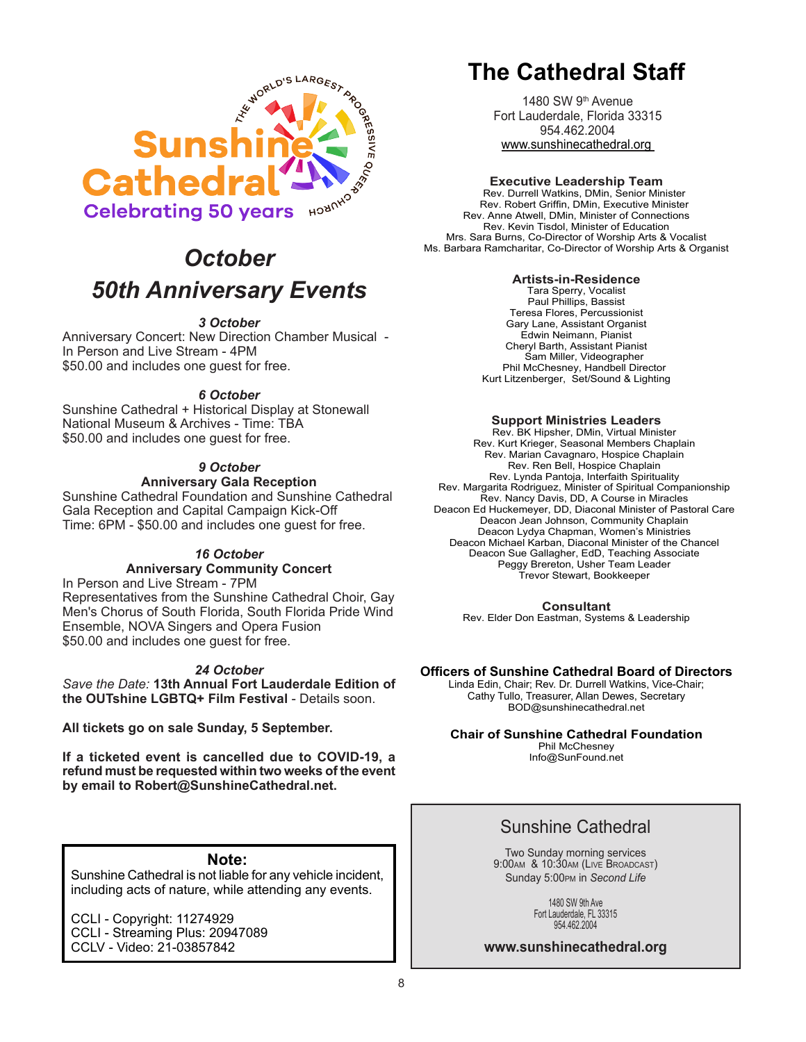THE WORLD'S LARGEST PROGRESSIVE QUEER CHURCH

Sunshine Cathedral

Celebrating 50 years

# *October 50th Anniversary Events*

***3 October***

Anniversary Concert: New Direction Chamber Musical - In Person and Live Stream - 4PM
$50.00 and includes one guest for free.

***6 October***

Sunshine Cathedral + Historical Display at Stonewall National Museum & Archives - Time: TBA
$50.00 and includes one guest for free.

***9 October***

**Anniversary Gala Reception**

Sunshine Cathedral Foundation and Sunshine Cathedral Gala Reception and Capital Campaign Kick-Off
Time: 6PM - $50.00 and includes one guest for free.

***16 October***

**Anniversary Community Concert**

In Person and Live Stream - 7PM
Representatives from the Sunshine Cathedral Choir, Gay Men's Chorus of South Florida, South Florida Pride Wind Ensemble, NOVA Singers and Opera Fusion
$50.00 and includes one guest for free.

***24 October***

*Save the Date:* **13th Annual Fort Lauderdale Edition of the OUTshine LGBTQ+ Film Festival** - Details soon.

**All tickets go on sale Sunday, 5 September.**

**If a ticketed event is cancelled due to COVID-19, a refund must be requested within two weeks of the event by email to Robert@SunshineCathedral.net.**

**Note:**
Sunshine Cathedral is not liable for any vehicle incident, including acts of nature, while attending any events.

CCLI - Copyright: 11274929
CCLI - Streaming Plus: 20947089
CCLV - Video: 21-03857842

# The Cathedral Staff

1480 SW 9th Avenue
Fort Lauderdale, Florida 33315
954.462.2004
www.sunshinecathedral.org

**Executive Leadership Team**
Rev. Durrell Watkins, DMin, Senior Minister
Rev. Robert Griffin, DMin, Executive Minister
Rev. Anne Atwell, DMin, Minister of Connections
Rev. Kevin Tisdol, Minister of Education
Mrs. Sara Burns, Co-Director of Worship Arts & Vocalist
Ms. Barbara Ramcharitar, Co-Director of Worship Arts & Organist

**Artists-in-Residence**
Tara Sperry, Vocalist
Paul Phillips, Bassist
Teresa Flores, Percussionist
Gary Lane, Assistant Organist
Edwin Neimann, Pianist
Cheryl Barth, Assistant Pianist
Sam Miller, Videographer
Phil McChesney, Handbell Director
Kurt Litzenberger, Set/Sound & Lighting

**Support Ministries Leaders**
Rev. BK Hipsher, DMin, Virtual Minister
Rev. Kurt Krieger, Seasonal Members Chaplain
Rev. Marian Cavagnaro, Hospice Chaplain
Rev. Ren Bell, Hospice Chaplain
Rev. Lynda Pantoja, Interfaith Spirituality
Rev. Margarita Rodriguez, Minister of Spiritual Companionship
Rev. Nancy Davis, DD, A Course in Miracles
Deacon Ed Huckemeyer, DD, Diaconal Minister of Pastoral Care
Deacon Jean Johnson, Community Chaplain
Deacon Lydya Chapman, Women's Ministries
Deacon Michael Karban, Diaconal Minister of the Chancel
Deacon Sue Gallagher, EdD, Teaching Associate
Peggy Brereton, Usher Team Leader
Trevor Stewart, Bookkeeper

**Consultant**
Rev. Elder Don Eastman, Systems & Leadership

**Officers of Sunshine Cathedral Board of Directors**
Linda Edin, Chair; Rev. Dr. Durrell Watkins, Vice-Chair;
Cathy Tullo, Treasurer, Allan Dewes, Secretary
BOD@sunshinecathedral.net

**Chair of Sunshine Cathedral Foundation**
Phil McChesney
Info@SunFound.net

## Sunshine Cathedral

Two Sunday morning services
9:00AM & 10:30AM (LIVE BROADCAST)
Sunday 5:00PM in *Second Life*

1480 SW 9th Ave
Fort Lauderdale, FL 33315
954.462.2004

**www.sunshinecathedral.org**